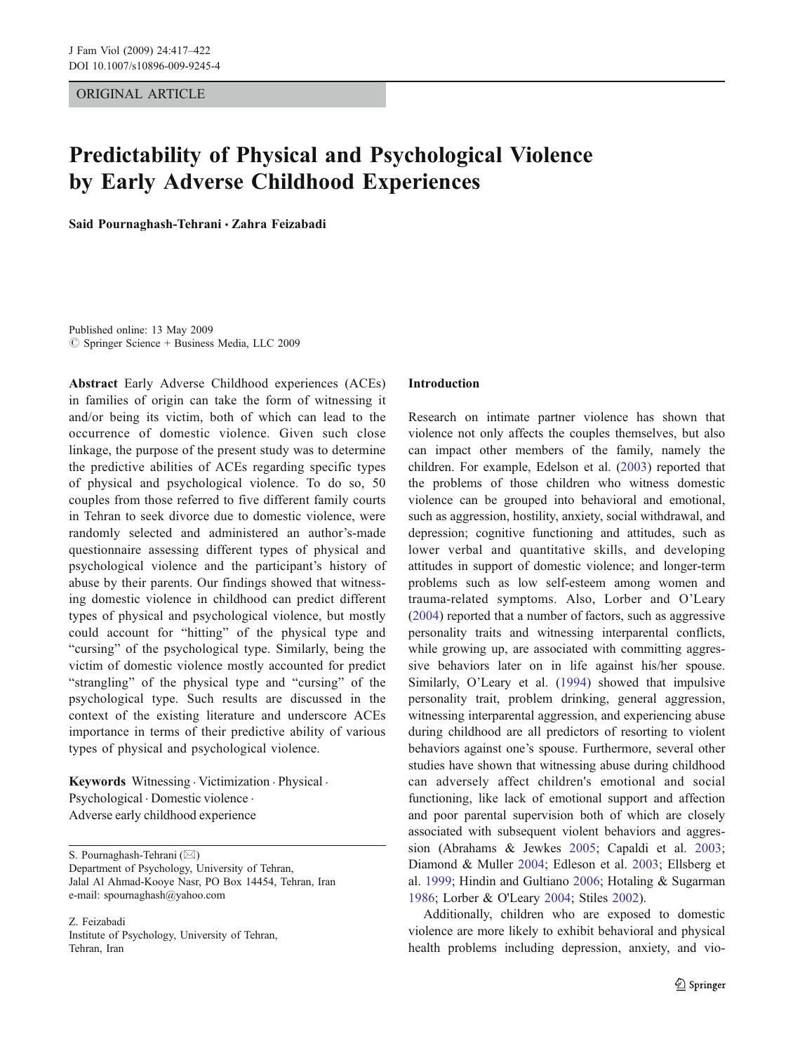ORIGINAL ARTICLE

# Predictability of Physical and Psychological Violence by Early Adverse Childhood Experiences

**Said Pournaghash-Tehrani · Zahra Feizabadi**

Published online: 13 May 2009
© Springer Science + Business Media, LLC 2009

**Abstract** Early Adverse Childhood experiences (ACEs) in families of origin can take the form of witnessing it and/or being its victim, both of which can lead to the occurrence of domestic violence. Given such close linkage, the purpose of the present study was to determine the predictive abilities of ACEs regarding specific types of physical and psychological violence. To do so, 50 couples from those referred to five different family courts in Tehran to seek divorce due to domestic violence, were randomly selected and administered an author's-made questionnaire assessing different types of physical and psychological violence and the participant's history of abuse by their parents. Our findings showed that witnessing domestic violence in childhood can predict different types of physical and psychological violence, but mostly could account for "hitting" of the physical type and "cursing" of the psychological type. Similarly, being the victim of domestic violence mostly accounted for predict "strangling" of the physical type and "cursing" of the psychological type. Such results are discussed in the context of the existing literature and underscore ACEs importance in terms of their predictive ability of various types of physical and psychological violence.

**Keywords** Witnessing · Victimization · Physical · Psychological · Domestic violence · Adverse early childhood experience

S. Pournaghash-Tehrani (✉)
Department of Psychology, University of Tehran,
Jalal Al Ahmad-Kooye Nasr, PO Box 14454, Tehran, Iran
e-mail: spournaghash@yahoo.com

Z. Feizabadi
Institute of Psychology, University of Tehran,
Tehran, Iran

## Introduction

Research on intimate partner violence has shown that violence not only affects the couples themselves, but also can impact other members of the family, namely the children. For example, Edelson et al. (2003) reported that the problems of those children who witness domestic violence can be grouped into behavioral and emotional, such as aggression, hostility, anxiety, social withdrawal, and depression; cognitive functioning and attitudes, such as lower verbal and quantitative skills, and developing attitudes in support of domestic violence; and longer-term problems such as low self-esteem among women and trauma-related symptoms. Also, Lorber and O'Leary (2004) reported that a number of factors, such as aggressive personality traits and witnessing interparental conflicts, while growing up, are associated with committing aggressive behaviors later on in life against his/her spouse. Similarly, O'Leary et al. (1994) showed that impulsive personality trait, problem drinking, general aggression, witnessing interparental aggression, and experiencing abuse during childhood are all predictors of resorting to violent behaviors against one's spouse. Furthermore, several other studies have shown that witnessing abuse during childhood can adversely affect children's emotional and social functioning, like lack of emotional support and affection and poor parental supervision both of which are closely associated with subsequent violent behaviors and aggression (Abrahams & Jewkes 2005; Capaldi et al. 2003; Diamond & Muller 2004; Edleson et al. 2003; Ellsberg et al. 1999; Hindin and Gultiano 2006; Hotaling & Sugarman 1986; Lorber & O'Leary 2004; Stiles 2002).

Additionally, children who are exposed to domestic violence are more likely to exhibit behavioral and physical health problems including depression, anxiety, and vio-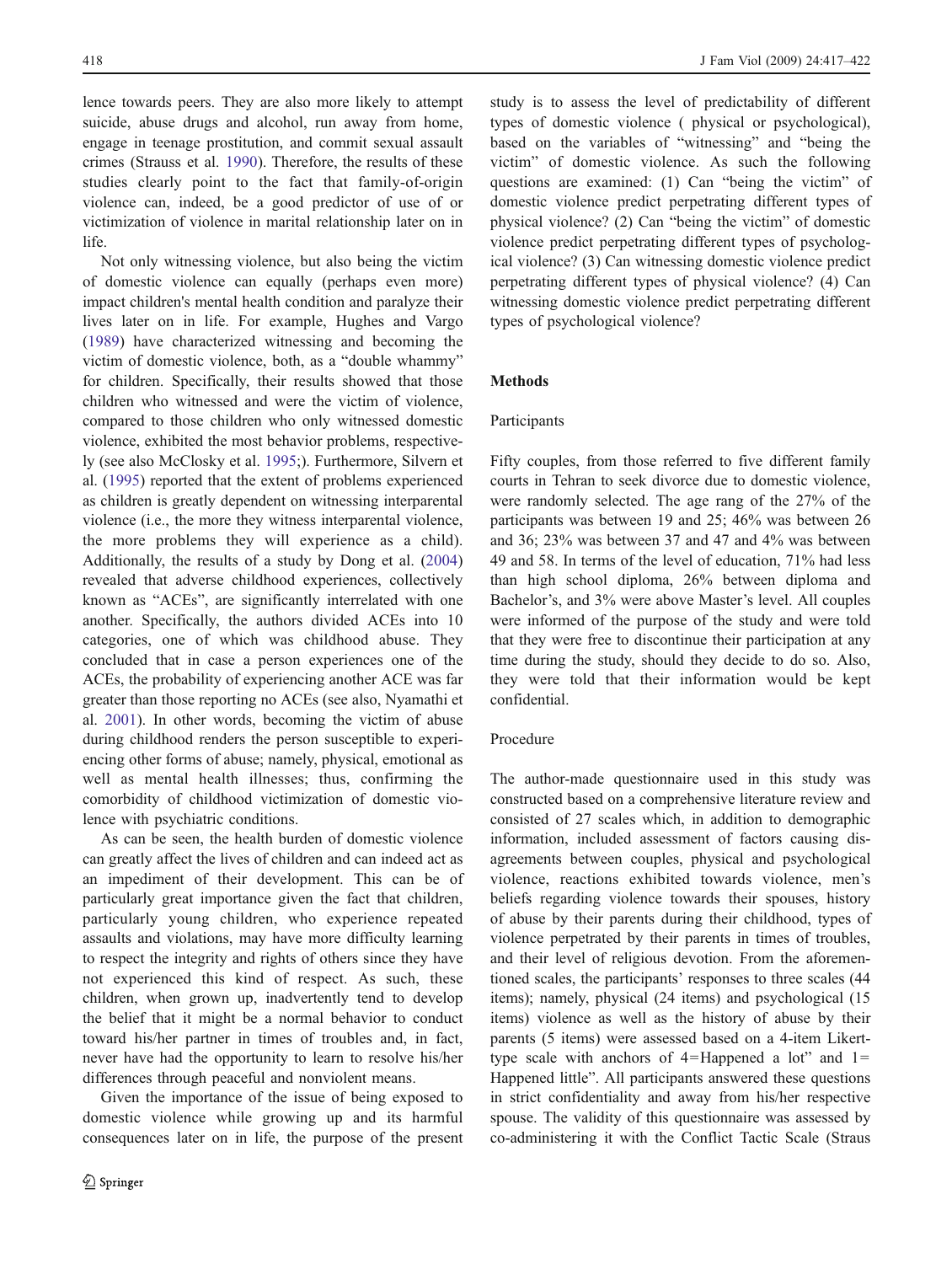lence towards peers. They are also more likely to attempt suicide, abuse drugs and alcohol, run away from home, engage in teenage prostitution, and commit sexual assault crimes (Strauss et al. 1990). Therefore, the results of these studies clearly point to the fact that family-of-origin violence can, indeed, be a good predictor of use of or victimization of violence in marital relationship later on in life.

Not only witnessing violence, but also being the victim of domestic violence can equally (perhaps even more) impact children's mental health condition and paralyze their lives later on in life. For example, Hughes and Vargo (1989) have characterized witnessing and becoming the victim of domestic violence, both, as a "double whammy" for children. Specifically, their results showed that those children who witnessed and were the victim of violence, compared to those children who only witnessed domestic violence, exhibited the most behavior problems, respectively (see also McClosky et al. 1995;). Furthermore, Silvern et al. (1995) reported that the extent of problems experienced as children is greatly dependent on witnessing interparental violence (i.e., the more they witness interparental violence, the more problems they will experience as a child). Additionally, the results of a study by Dong et al. (2004) revealed that adverse childhood experiences, collectively known as "ACEs", are significantly interrelated with one another. Specifically, the authors divided ACEs into 10 categories, one of which was childhood abuse. They concluded that in case a person experiences one of the ACEs, the probability of experiencing another ACE was far greater than those reporting no ACEs (see also, Nyamathi et al. 2001). In other words, becoming the victim of abuse during childhood renders the person susceptible to experiencing other forms of abuse; namely, physical, emotional as well as mental health illnesses; thus, confirming the comorbidity of childhood victimization of domestic violence with psychiatric conditions.

As can be seen, the health burden of domestic violence can greatly affect the lives of children and can indeed act as an impediment of their development. This can be of particularly great importance given the fact that children, particularly young children, who experience repeated assaults and violations, may have more difficulty learning to respect the integrity and rights of others since they have not experienced this kind of respect. As such, these children, when grown up, inadvertently tend to develop the belief that it might be a normal behavior to conduct toward his/her partner in times of troubles and, in fact, never have had the opportunity to learn to resolve his/her differences through peaceful and nonviolent means.

Given the importance of the issue of being exposed to domestic violence while growing up and its harmful consequences later on in life, the purpose of the present study is to assess the level of predictability of different types of domestic violence ( physical or psychological), based on the variables of "witnessing" and "being the victim" of domestic violence. As such the following questions are examined: (1) Can "being the victim" of domestic violence predict perpetrating different types of physical violence? (2) Can "being the victim" of domestic violence predict perpetrating different types of psychological violence? (3) Can witnessing domestic violence predict perpetrating different types of physical violence? (4) Can witnessing domestic violence predict perpetrating different types of psychological violence?

## Methods

### Participants

Fifty couples, from those referred to five different family courts in Tehran to seek divorce due to domestic violence, were randomly selected. The age rang of the 27% of the participants was between 19 and 25; 46% was between 26 and 36; 23% was between 37 and 47 and 4% was between 49 and 58. In terms of the level of education, 71% had less than high school diploma, 26% between diploma and Bachelor's, and 3% were above Master's level. All couples were informed of the purpose of the study and were told that they were free to discontinue their participation at any time during the study, should they decide to do so. Also, they were told that their information would be kept confidential.

### Procedure

The author-made questionnaire used in this study was constructed based on a comprehensive literature review and consisted of 27 scales which, in addition to demographic information, included assessment of factors causing disagreements between couples, physical and psychological violence, reactions exhibited towards violence, men's beliefs regarding violence towards their spouses, history of abuse by their parents during their childhood, types of violence perpetrated by their parents in times of troubles, and their level of religious devotion. From the aforementioned scales, the participants' responses to three scales (44 items); namely, physical (24 items) and psychological (15 items) violence as well as the history of abuse by their parents (5 items) were assessed based on a 4-item Likert-type scale with anchors of 4=Happened a lot" and 1= Happened little". All participants answered these questions in strict confidentiality and away from his/her respective spouse. The validity of this questionnaire was assessed by co-administering it with the Conflict Tactic Scale (Straus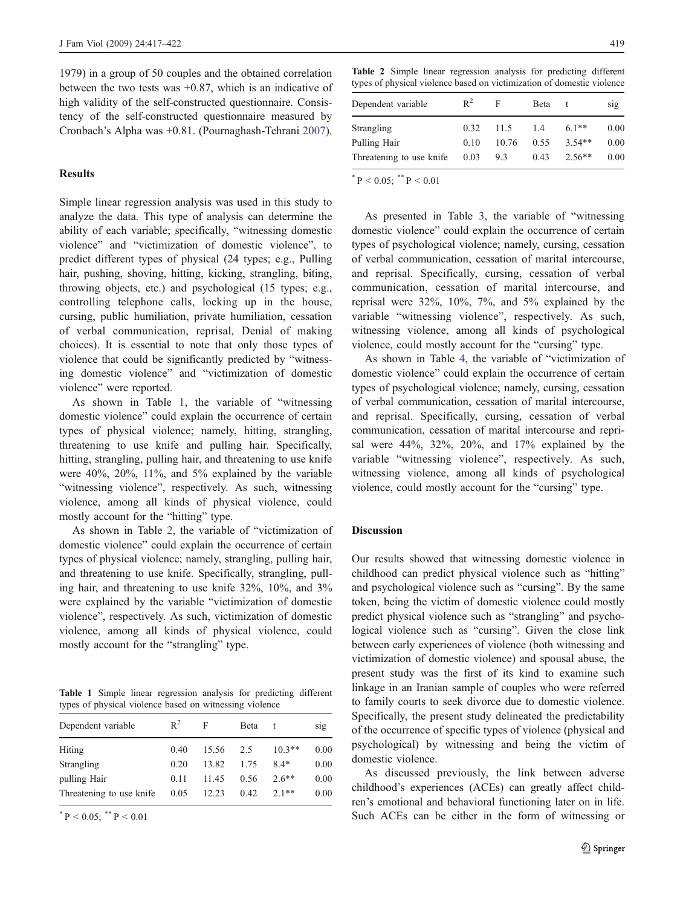1979) in a group of 50 couples and the obtained correlation between the two tests was +0.87, which is an indicative of high validity of the self-constructed questionnaire. Consistency of the self-constructed questionnaire measured by Cronbach's Alpha was +0.81. (Pournaghash-Tehrani 2007).

## Results

Simple linear regression analysis was used in this study to analyze the data. This type of analysis can determine the ability of each variable; specifically, "witnessing domestic violence" and "victimization of domestic violence", to predict different types of physical (24 types; e.g., Pulling hair, pushing, shoving, hitting, kicking, strangling, biting, throwing objects, etc.) and psychological (15 types; e.g., controlling telephone calls, locking up in the house, cursing, public humiliation, private humiliation, cessation of verbal communication, reprisal, Denial of making choices). It is essential to note that only those types of violence that could be significantly predicted by "witnessing domestic violence" and "victimization of domestic violence" were reported.

As shown in Table 1, the variable of "witnessing domestic violence" could explain the occurrence of certain types of physical violence; namely, hitting, strangling, threatening to use knife and pulling hair. Specifically, hitting, strangling, pulling hair, and threatening to use knife were 40%, 20%, 11%, and 5% explained by the variable "witnessing violence", respectively. As such, witnessing violence, among all kinds of physical violence, could mostly account for the "hitting" type.

As shown in Table 2, the variable of "victimization of domestic violence" could explain the occurrence of certain types of physical violence; namely, strangling, pulling hair, and threatening to use knife. Specifically, strangling, pulling hair, and threatening to use knife 32%, 10%, and 3% were explained by the variable "victimization of domestic violence", respectively. As such, victimization of domestic violence, among all kinds of physical violence, could mostly account for the "strangling" type.

**Table 1** Simple linear regression analysis for predicting different types of physical violence based on witnessing violence

| Dependent variable | $R^2$ | F | Beta | t | sig |
|---|---|---|---|---|---|
| Hiting | 0.40 | 15.56 | 2.5 | 10.3** | 0.00 |
| Strangling | 0.20 | 13.82 | 1.75 | 8.4* | 0.00 |
| pulling Hair | 0.11 | 11.45 | 0.56 | 2.6** | 0.00 |
| Threatening to use knife | 0.05 | 12.23 | 0.42 | 2.1** | 0.00 |

\* $P < 0.05$; ** $P < 0.01$

**Table 2** Simple linear regression analysis for predicting different types of physical violence based on victimization of domestic violence

| Dependent variable | $R^2$ | F | Beta | t | sig |
|---|---|---|---|---|---|
| Strangling | 0.32 | 11.5 | 1.4 | 6.1** | 0.00 |
| Pulling Hair | 0.10 | 10.76 | 0.55 | 3.54** | 0.00 |
| Threatening to use knife | 0.03 | 9.3 | 0.43 | 2.56** | 0.00 |

\* $P < 0.05$; ** $P < 0.01$

As presented in Table 3, the variable of "witnessing domestic violence" could explain the occurrence of certain types of psychological violence; namely, cursing, cessation of verbal communication, cessation of marital intercourse, and reprisal. Specifically, cursing, cessation of verbal communication, cessation of marital intercourse, and reprisal were 32%, 10%, 7%, and 5% explained by the variable "witnessing violence", respectively. As such, witnessing violence, among all kinds of psychological violence, could mostly account for the "cursing" type.

As shown in Table 4, the variable of "victimization of domestic violence" could explain the occurrence of certain types of psychological violence; namely, cursing, cessation of verbal communication, cessation of marital intercourse, and reprisal. Specifically, cursing, cessation of verbal communication, cessation of marital intercourse and reprisal were 44%, 32%, 20%, and 17% explained by the variable "witnessing violence", respectively. As such, witnessing violence, among all kinds of psychological violence, could mostly account for the "cursing" type.

## Discussion

Our results showed that witnessing domestic violence in childhood can predict physical violence such as "hitting" and psychological violence such as "cursing". By the same token, being the victim of domestic violence could mostly predict physical violence such as "strangling" and psychological violence such as "cursing". Given the close link between early experiences of violence (both witnessing and victimization of domestic violence) and spousal abuse, the present study was the first of its kind to examine such linkage in an Iranian sample of couples who were referred to family courts to seek divorce due to domestic violence. Specifically, the present study delineated the predictability of the occurrence of specific types of violence (physical and psychological) by witnessing and being the victim of domestic violence.

As discussed previously, the link between adverse childhood's experiences (ACEs) can greatly affect children's emotional and behavioral functioning later on in life. Such ACEs can be either in the form of witnessing or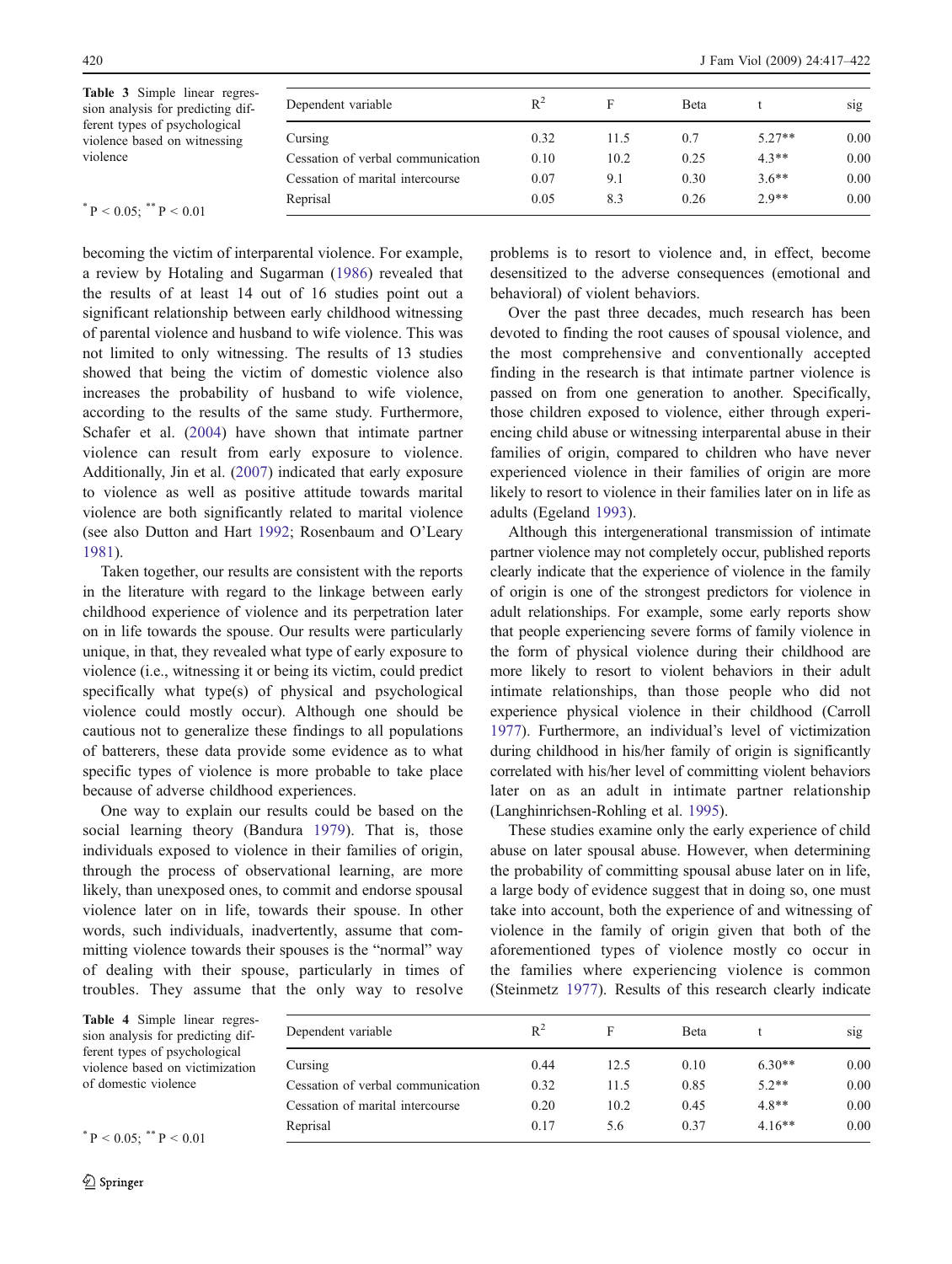**Table 3** Simple linear regression analysis for predicting different types of psychological violence based on witnessing violence

| Dependent variable | $R^2$ | F | Beta | t | sig |
|---|---|---|---|---|---|
| Cursing | 0.32 | 11.5 | 0.7 | 5.27** | 0.00 |
| Cessation of verbal communication | 0.10 | 10.2 | 0.25 | 4.3** | 0.00 |
| Cessation of marital intercourse | 0.07 | 9.1 | 0.30 | 3.6** | 0.00 |
| Reprisal | 0.05 | 8.3 | 0.26 | 2.9** | 0.00 |

* $P < 0.05$; ** $P < 0.01$

becoming the victim of interparental violence. For example, a review by Hotaling and Sugarman (1986) revealed that the results of at least 14 out of 16 studies point out a significant relationship between early childhood witnessing of parental violence and husband to wife violence. This was not limited to only witnessing. The results of 13 studies showed that being the victim of domestic violence also increases the probability of husband to wife violence, according to the results of the same study. Furthermore, Schafer et al. (2004) have shown that intimate partner violence can result from early exposure to violence. Additionally, Jin et al. (2007) indicated that early exposure to violence as well as positive attitude towards marital violence are both significantly related to marital violence (see also Dutton and Hart 1992; Rosenbaum and O'Leary 1981).

Taken together, our results are consistent with the reports in the literature with regard to the linkage between early childhood experience of violence and its perpetration later on in life towards the spouse. Our results were particularly unique, in that, they revealed what type of early exposure to violence (i.e., witnessing it or being its victim, could predict specifically what type(s) of physical and psychological violence could mostly occur). Although one should be cautious not to generalize these findings to all populations of batterers, these data provide some evidence as to what specific types of violence is more probable to take place because of adverse childhood experiences.

One way to explain our results could be based on the social learning theory (Bandura 1979). That is, those individuals exposed to violence in their families of origin, through the process of observational learning, are more likely, than unexposed ones, to commit and endorse spousal violence later on in life, towards their spouse. In other words, such individuals, inadvertently, assume that committing violence towards their spouses is the "normal" way of dealing with their spouse, particularly in times of troubles. They assume that the only way to resolve problems is to resort to violence and, in effect, become desensitized to the adverse consequences (emotional and behavioral) of violent behaviors.

Over the past three decades, much research has been devoted to finding the root causes of spousal violence, and the most comprehensive and conventionally accepted finding in the research is that intimate partner violence is passed on from one generation to another. Specifically, those children exposed to violence, either through experiencing child abuse or witnessing interparental abuse in their families of origin, compared to children who have never experienced violence in their families of origin are more likely to resort to violence in their families later on in life as adults (Egeland 1993).

Although this intergenerational transmission of intimate partner violence may not completely occur, published reports clearly indicate that the experience of violence in the family of origin is one of the strongest predictors for violence in adult relationships. For example, some early reports show that people experiencing severe forms of family violence in the form of physical violence during their childhood are more likely to resort to violent behaviors in their adult intimate relationships, than those people who did not experience physical violence in their childhood (Carroll 1977). Furthermore, an individual's level of victimization during childhood in his/her family of origin is significantly correlated with his/her level of committing violent behaviors later on as an adult in intimate partner relationship (Langhinrichsen-Rohling et al. 1995).

These studies examine only the early experience of child abuse on later spousal abuse. However, when determining the probability of committing spousal abuse later on in life, a large body of evidence suggest that in doing so, one must take into account, both the experience of and witnessing of violence in the family of origin given that both of the aforementioned types of violence mostly co occur in the families where experiencing violence is common (Steinmetz 1977). Results of this research clearly indicate

**Table 4** Simple linear regression analysis for predicting different types of psychological violence based on victimization of domestic violence

| Dependent variable | $R^2$ | F | Beta | t | sig |
|---|---|---|---|---|---|
| Cursing | 0.44 | 12.5 | 0.10 | 6.30** | 0.00 |
| Cessation of verbal communication | 0.32 | 11.5 | 0.85 | 5.2** | 0.00 |
| Cessation of marital intercourse | 0.20 | 10.2 | 0.45 | 4.8** | 0.00 |
| Reprisal | 0.17 | 5.6 | 0.37 | 4.16** | 0.00 |

* $P < 0.05$; ** $P < 0.01$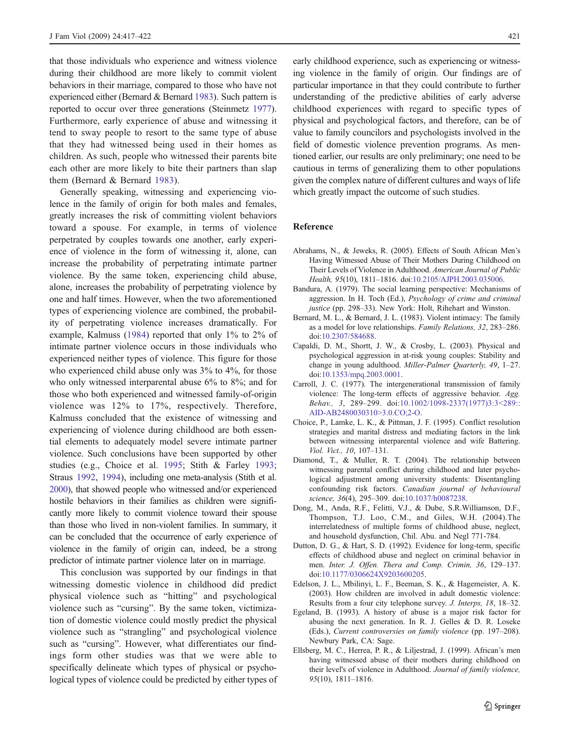that those individuals who experience and witness violence during their childhood are more likely to commit violent behaviors in their marriage, compared to those who have not experienced either (Bernard & Bernard 1983). Such pattern is reported to occur over three generations (Steinmetz 1977). Furthermore, early experience of abuse and witnessing it tend to sway people to resort to the same type of abuse that they had witnessed being used in their homes as children. As such, people who witnessed their parents bite each other are more likely to bite their partners than slap them (Bernard & Bernard 1983).

Generally speaking, witnessing and experiencing violence in the family of origin for both males and females, greatly increases the risk of committing violent behaviors toward a spouse. For example, in terms of violence perpetrated by couples towards one another, early experience of violence in the form of witnessing it, alone, can increase the probability of perpetrating intimate partner violence. By the same token, experiencing child abuse, alone, increases the probability of perpetrating violence by one and half times. However, when the two aforementioned types of experiencing violence are combined, the probability of perpetrating violence increases dramatically. For example, Kalmuss (1984) reported that only 1% to 2% of intimate partner violence occurs in those individuals who experienced neither types of violence. This figure for those who experienced child abuse only was 3% to 4%, for those who only witnessed interparental abuse 6% to 8%; and for those who both experienced and witnessed family-of-origin violence was 12% to 17%, respectively. Therefore, Kalmuss concluded that the existence of witnessing and experiencing of violence during childhood are both essential elements to adequately model severe intimate partner violence. Such conclusions have been supported by other studies (e.g., Choice et al. 1995; Stith & Farley 1993; Straus 1992, 1994), including one meta-analysis (Stith et al. 2000), that showed people who witnessed and/or experienced hostile behaviors in their families as children were significantly more likely to commit violence toward their spouse than those who lived in non-violent families. In summary, it can be concluded that the occurrence of early experience of violence in the family of origin can, indeed, be a strong predictor of intimate partner violence later on in marriage.

This conclusion was supported by our findings in that witnessing domestic violence in childhood did predict physical violence such as "hitting" and psychological violence such as "cursing". By the same token, victimization of domestic violence could mostly predict the physical violence such as "strangling" and psychological violence such as "cursing". However, what differentiates our findings form other studies was that we were able to specifically delineate which types of physical or psychological types of violence could be predicted by either types of early childhood experience, such as experiencing or witnessing violence in the family of origin. Our findings are of particular importance in that they could contribute to further understanding of the predictive abilities of early adverse childhood experiences with regard to specific types of physical and psychological factors, and therefore, can be of value to family councilors and psychologists involved in the field of domestic violence prevention programs. As mentioned earlier, our results are only preliminary; one need to be cautious in terms of generalizing them to other populations given the complex nature of different cultures and ways of life which greatly impact the outcome of such studies.

## Reference

Abrahams, N., & Jeweks, R. (2005). Effects of South African Men's Having Witnessed Abuse of Their Mothers During Childhood on Their Levels of Violence in Adulthood. *American Journal of Public Health, 95*(10), 1811–1816. doi:10.2105/AJPH.2003.035006.

Bandura, A. (1979). The social learning perspective: Mechanisms of aggression. In H. Toch (Ed.), *Psychology of crime and criminal justice* (pp. 298–33). New York: Holt, Rihehart and Winston.

Bernard, M. L., & Bernard, J. L. (1983). Violent intimacy: The family as a model for love relationships. *Family Relations, 32*, 283–286. doi:10.2307/584688.

Capaldi, D. M., Shortt, J. W., & Crosby, L. (2003). Physical and psychological aggression in at-risk young couples: Stability and change in young adulthood. *Miller-Palmer Quarterly, 49*, 1–27. doi:10.1353/mpq.2003.0001.

Carroll, J. C. (1977). The intergenerational transmission of family violence: The long-term effects of aggressive behavior. *Agg. Behav., 3*, 289–299. doi:10.1002/1098-2337(1977)3:3<289::AID-AB2480030310>3.0.CO;2-O.

Choice, P., Lamke, L. K., & Pittman, J. F. (1995). Conflict resolution strategies and marital distress and mediating factors in the link between witnessing interparental violence and wife Battering. *Viol. Vict., 10*, 107–131.

Diamond, T., & Muller, R. T. (2004). The relationship between witnessing parental conflict during childhood and later psychological adjustment among university students: Disentangling confounding risk factors. *Canadian journal of behavioural science, 36*(4), 295–309. doi:10.1037/h0087238.

Dong, M., Anda, R.F., Felitti, V.J., & Dube, S.R.Williamson, D.F., Thompson, T.J. Loo, C.M., and Giles, W.H. (2004).The interrelatedness of multiple forms of childhood abuse, neglect, and household dysfunction, Chil. Abu. and Negl 771-784.

Dutton, D. G., & Hart, S. D. (1992). Evidence for long-term, specific effects of childhood abuse and neglect on criminal behavior in men. *Inter. J. Offen. Thera and Comp. Crimin, 36*, 129–137. doi:10.1177/0306624X9203600205.

Edelson, J. L., Mbilinyi, L. F., Beeman, S. K., & Hagemeister, A. K. (2003). How children are involved in adult domestic violence: Results from a four city telephone survey. *J. Interps, 18*, 18–32.

Egeland, B. (1993). A history of abuse is a major risk factor for abusing the next generation. In R. J. Gelles & D. R. Loseke (Eds.), *Current controversies on family violence* (pp. 197–208). Newbury Park, CA: Sage.

Ellsberg, M. C., Herrea, P. R., & Liljestrad, J. (1999). African's men having witnessed abuse of their mothers during childhood on their level's of violence in Adulthood. *Journal of family violence, 95*(10), 1811–1816.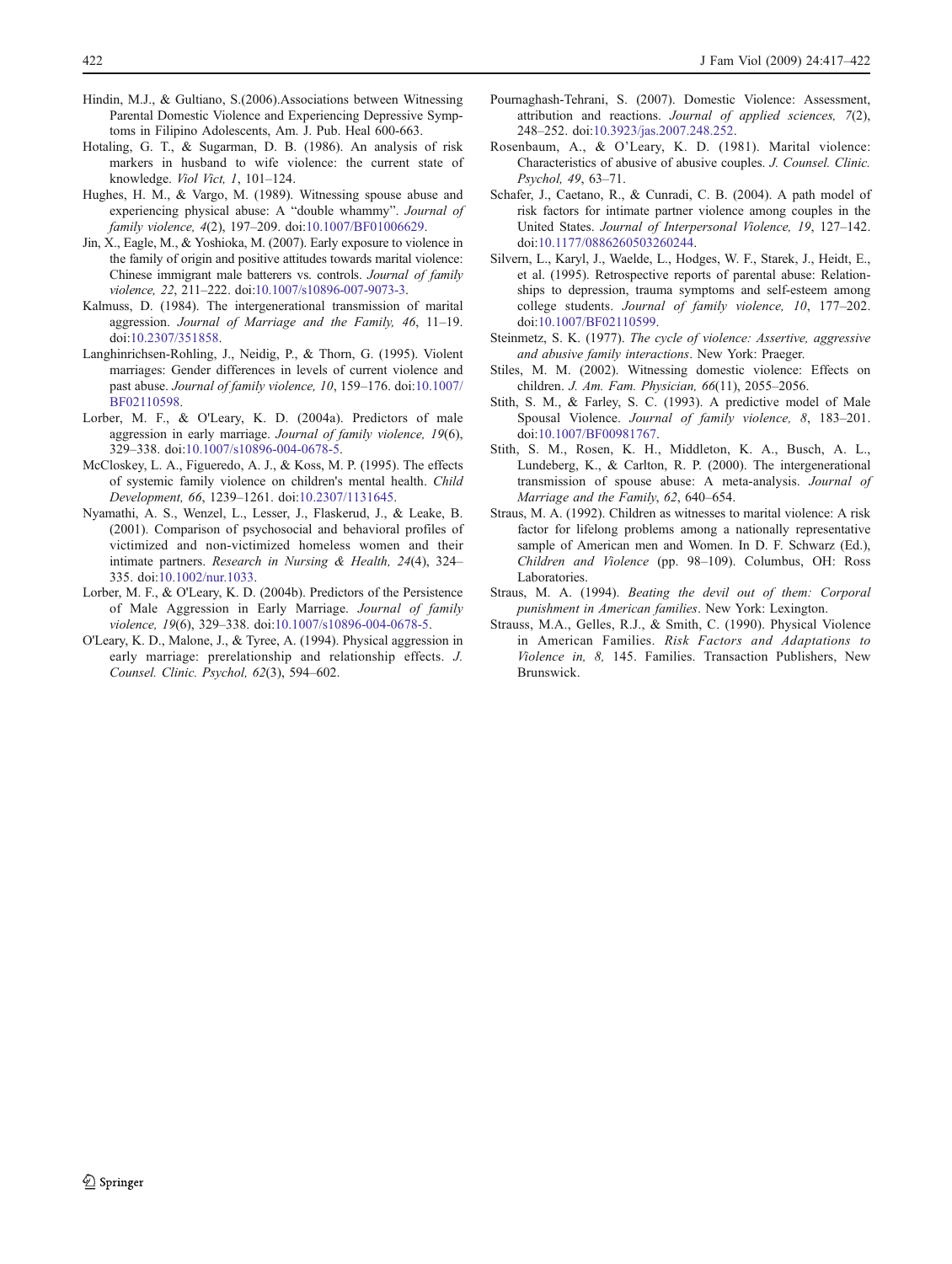Hindin, M.J., & Gultiano, S.(2006).Associations between Witnessing Parental Domestic Violence and Experiencing Depressive Symptoms in Filipino Adolescents, Am. J. Pub. Heal 600-663.

Hotaling, G. T., & Sugarman, D. B. (1986). An analysis of risk markers in husband to wife violence: the current state of knowledge. *Viol Vict, 1*, 101–124.

Hughes, H. M., & Vargo, M. (1989). Witnessing spouse abuse and experiencing physical abuse: A "double whammy". *Journal of family violence, 4*(2), 197–209. doi:10.1007/BF01006629.

Jin, X., Eagle, M., & Yoshioka, M. (2007). Early exposure to violence in the family of origin and positive attitudes towards marital violence: Chinese immigrant male batterers vs. controls. *Journal of family violence, 22*, 211–222. doi:10.1007/s10896-007-9073-3.

Kalmuss, D. (1984). The intergenerational transmission of marital aggression. *Journal of Marriage and the Family, 46*, 11–19. doi:10.2307/351858.

Langhinrichsen-Rohling, J., Neidig, P., & Thorn, G. (1995). Violent marriages: Gender differences in levels of current violence and past abuse. *Journal of family violence, 10*, 159–176. doi:10.1007/BF02110598.

Lorber, M. F., & O'Leary, K. D. (2004a). Predictors of male aggression in early marriage. *Journal of family violence, 19*(6), 329–338. doi:10.1007/s10896-004-0678-5.

McCloskey, L. A., Figueredo, A. J., & Koss, M. P. (1995). The effects of systemic family violence on children's mental health. *Child Development, 66*, 1239–1261. doi:10.2307/1131645.

Nyamathi, A. S., Wenzel, L., Lesser, J., Flaskerud, J., & Leake, B. (2001). Comparison of psychosocial and behavioral profiles of victimized and non-victimized homeless women and their intimate partners. *Research in Nursing & Health, 24*(4), 324–335. doi:10.1002/nur.1033.

Lorber, M. F., & O'Leary, K. D. (2004b). Predictors of the Persistence of Male Aggression in Early Marriage. *Journal of family violence, 19*(6), 329–338. doi:10.1007/s10896-004-0678-5.

O'Leary, K. D., Malone, J., & Tyree, A. (1994). Physical aggression in early marriage: prerelationship and relationship effects. *J. Counsel. Clinic. Psychol, 62*(3), 594–602.

Pournaghash-Tehrani, S. (2007). Domestic Violence: Assessment, attribution and reactions. *Journal of applied sciences, 7*(2), 248–252. doi:10.3923/jas.2007.248.252.

Rosenbaum, A., & O'Leary, K. D. (1981). Marital violence: Characteristics of abusive of abusive couples. *J. Counsel. Clinic. Psychol, 49*, 63–71.

Schafer, J., Caetano, R., & Cunradi, C. B. (2004). A path model of risk factors for intimate partner violence among couples in the United States. *Journal of Interpersonal Violence, 19*, 127–142. doi:10.1177/0886260503260244.

Silvern, L., Karyl, J., Waelde, L., Hodges, W. F., Starek, J., Heidt, E., et al. (1995). Retrospective reports of parental abuse: Relationships to depression, trauma symptoms and self-esteem among college students. *Journal of family violence, 10*, 177–202. doi:10.1007/BF02110599.

Steinmetz, S. K. (1977). *The cycle of violence: Assertive, aggressive and abusive family interactions*. New York: Praeger.

Stiles, M. M. (2002). Witnessing domestic violence: Effects on children. *J. Am. Fam. Physician, 66*(11), 2055–2056.

Stith, S. M., & Farley, S. C. (1993). A predictive model of Male Spousal Violence. *Journal of family violence, 8*, 183–201. doi:10.1007/BF00981767.

Stith, S. M., Rosen, K. H., Middleton, K. A., Busch, A. L., Lundeberg, K., & Carlton, R. P. (2000). The intergenerational transmission of spouse abuse: A meta-analysis. *Journal of Marriage and the Family, 62*, 640–654.

Straus, M. A. (1992). Children as witnesses to marital violence: A risk factor for lifelong problems among a nationally representative sample of American men and Women. In D. F. Schwarz (Ed.), *Children and Violence* (pp. 98–109). Columbus, OH: Ross Laboratories.

Straus, M. A. (1994). *Beating the devil out of them: Corporal punishment in American families*. New York: Lexington.

Strauss, M.A., Gelles, R.J., & Smith, C. (1990). Physical Violence in American Families. *Risk Factors and Adaptations to Violence in, 8,* 145. Families. Transaction Publishers, New Brunswick.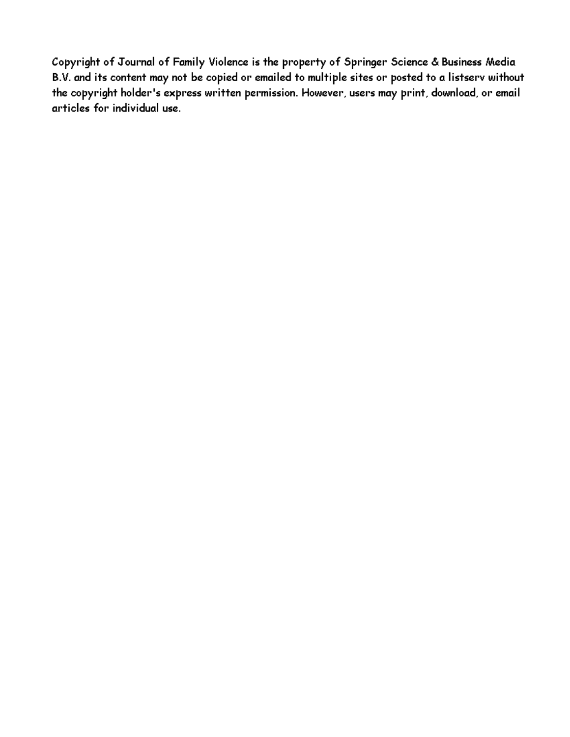Copyright of Journal of Family Violence is the property of Springer Science & Business Media B.V. and its content may not be copied or emailed to multiple sites or posted to a listserv without the copyright holder's express written permission. However, users may print, download, or email articles for individual use.